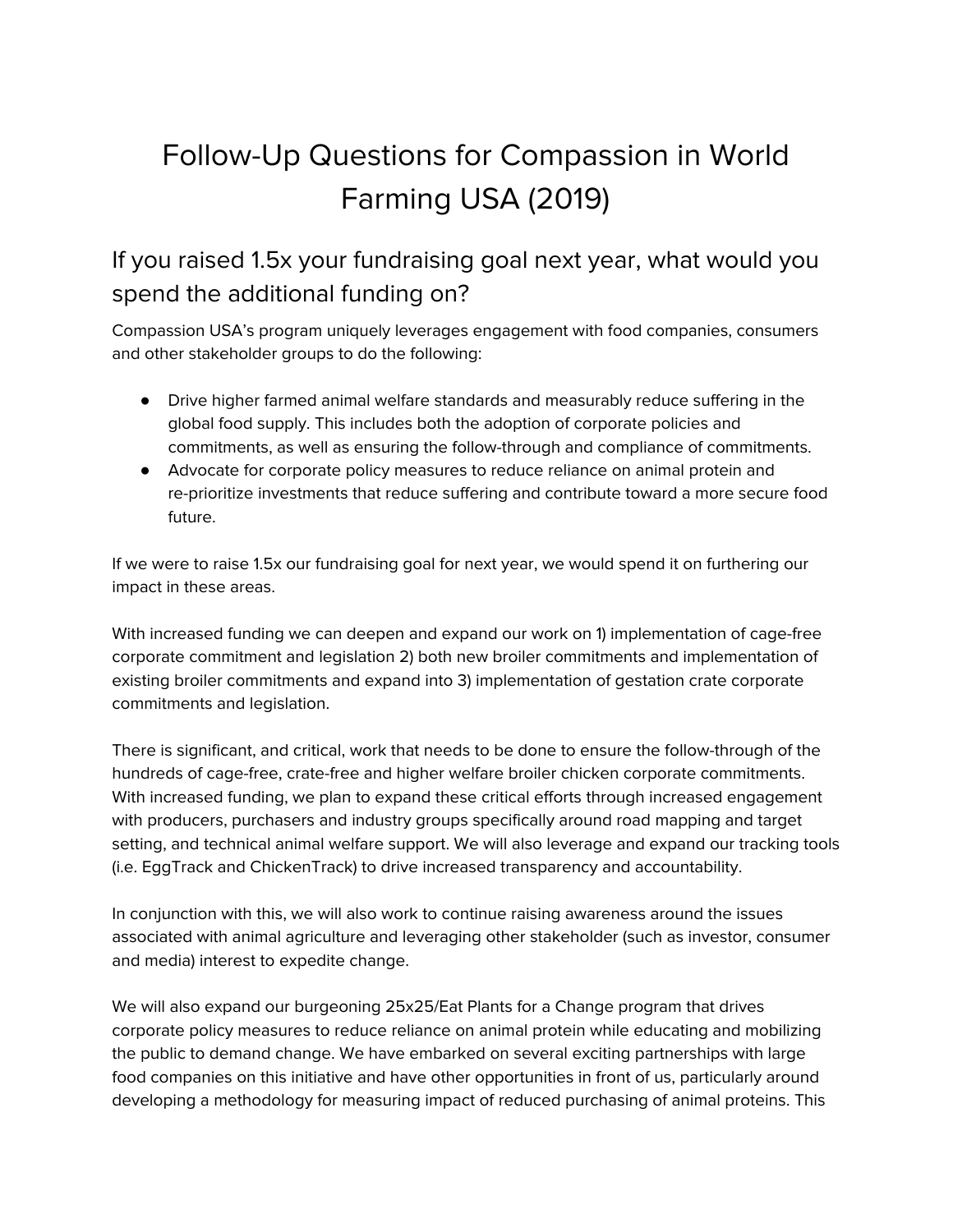# Follow-Up Questions for Compassion in World Farming USA (2019)

## If you raised 1.5x your fundraising goal next year, what would you spend the additional funding on?

Compassion USA's program uniquely leverages engagement with food companies, consumers and other stakeholder groups to do the following:

- Drive higher farmed animal welfare standards and measurably reduce suffering in the global food supply. This includes both the adoption of corporate policies and commitments, as well as ensuring the follow-through and compliance of commitments.
- Advocate for corporate policy measures to reduce reliance on animal protein and re-prioritize investments that reduce suffering and contribute toward a more secure food future.

If we were to raise 1.5x our fundraising goal for next year, we would spend it on furthering our impact in these areas.

With increased funding we can deepen and expand our work on 1) implementation of cage-free corporate commitment and legislation 2) both new broiler commitments and implementation of existing broiler commitments and expand into 3) implementation of gestation crate corporate commitments and legislation.

There is significant, and critical, work that needs to be done to ensure the follow-through of the hundreds of cage-free, crate-free and higher welfare broiler chicken corporate commitments. With increased funding, we plan to expand these critical efforts through increased engagement with producers, purchasers and industry groups specifically around road mapping and target setting, and technical animal welfare support. We will also leverage and expand our tracking tools (i.e. EggTrack and ChickenTrack) to drive increased transparency and accountability.

In conjunction with this, we will also work to continue raising awareness around the issues associated with animal agriculture and leveraging other stakeholder (such as investor, consumer and media) interest to expedite change.

We will also expand our burgeoning 25x25/Eat Plants for a Change program that drives corporate policy measures to reduce reliance on animal protein while educating and mobilizing the public to demand change. We have embarked on several exciting partnerships with large food companies on this initiative and have other opportunities in front of us, particularly around developing a methodology for measuring impact of reduced purchasing of animal proteins. This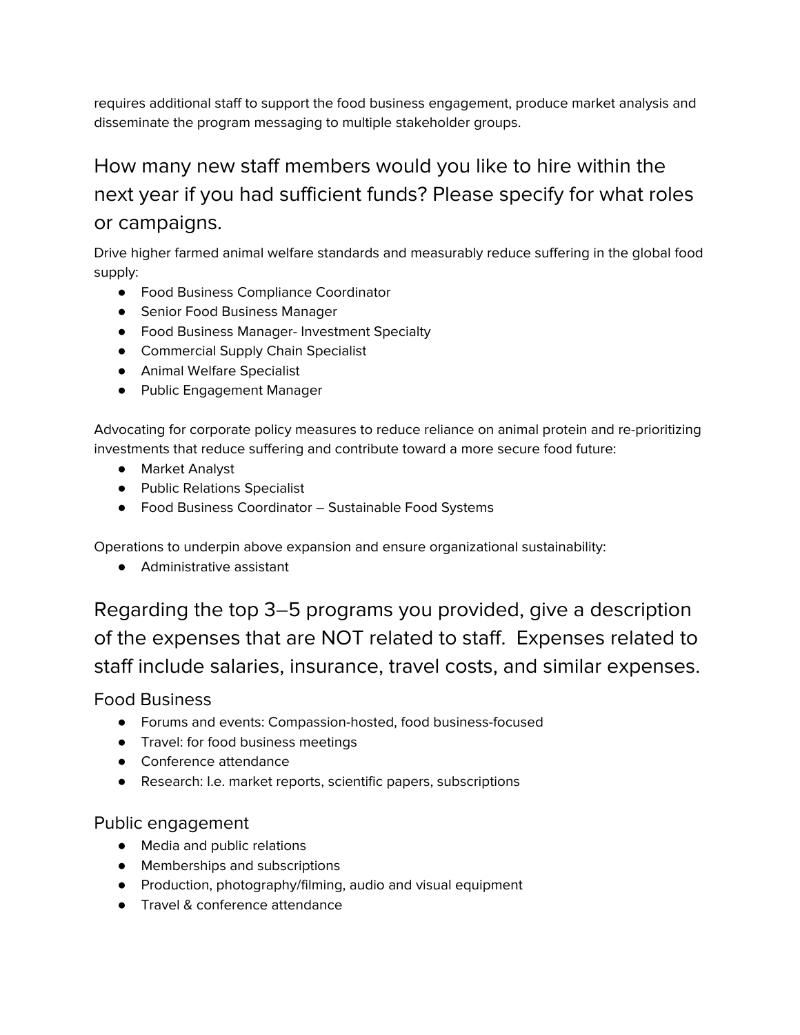requires additional staff to support the food business engagement, produce market analysis and disseminate the program messaging to multiple stakeholder groups.

## How many new staff members would you like to hire within the next year if you had sufficient funds? Please specify for what roles or campaigns.

Drive higher farmed animal welfare standards and measurably reduce suffering in the global food supply:

- Food Business Compliance Coordinator
- Senior Food Business Manager
- Food Business Manager- Investment Specialty
- Commercial Supply Chain Specialist
- Animal Welfare Specialist
- Public Engagement Manager

Advocating for corporate policy measures to reduce reliance on animal protein and re-prioritizing investments that reduce suffering and contribute toward a more secure food future:

- Market Analyst
- Public Relations Specialist
- Food Business Coordinator – Sustainable Food Systems

Operations to underpin above expansion and ensure organizational sustainability:

- Administrative assistant

## Regarding the top 3–5 programs you provided, give a description of the expenses that are NOT related to staff. Expenses related to staff include salaries, insurance, travel costs, and similar expenses.

### Food Business

- Forums and events: Compassion-hosted, food business-focused
- Travel: for food business meetings
- Conference attendance
- Research: I.e. market reports, scientific papers, subscriptions

### Public engagement

- Media and public relations
- Memberships and subscriptions
- Production, photography/filming, audio and visual equipment
- Travel & conference attendance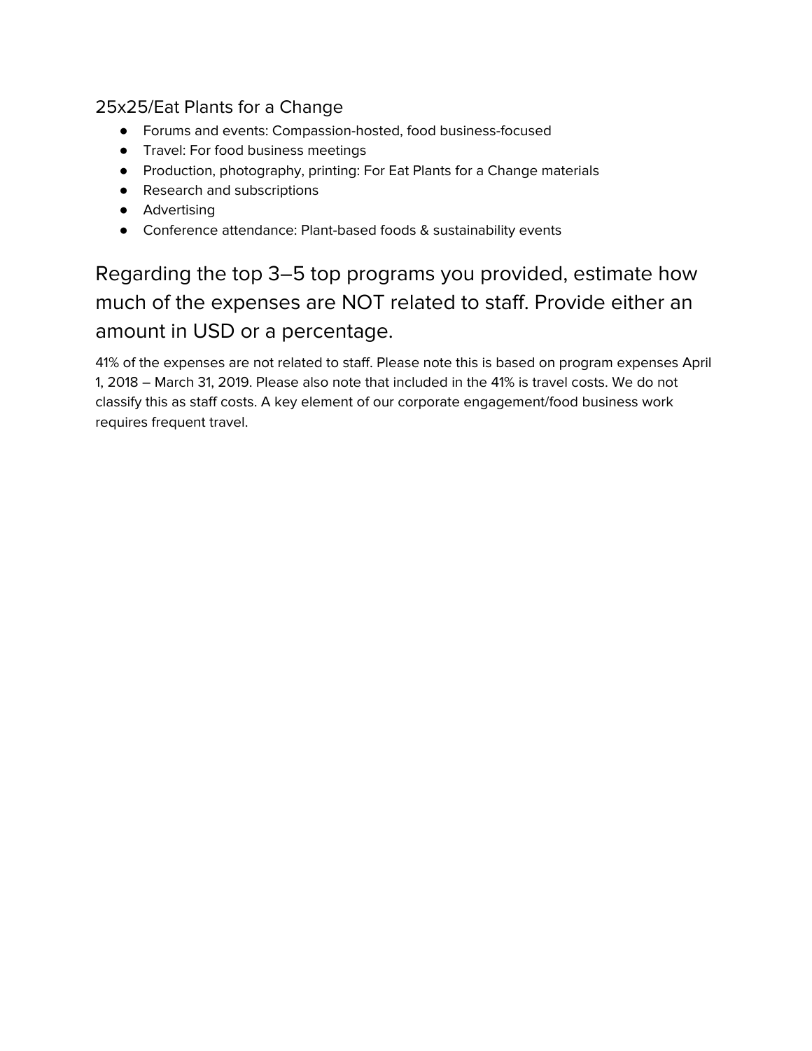### 25x25/Eat Plants for a Change

- Forums and events: Compassion-hosted, food business-focused
- Travel: For food business meetings
- Production, photography, printing: For Eat Plants for a Change materials
- Research and subscriptions
- Advertising
- Conference attendance: Plant-based foods & sustainability events

## Regarding the top 3–5 top programs you provided, estimate how much of the expenses are NOT related to staff. Provide either an amount in USD or a percentage.

41% of the expenses are not related to staff. Please note this is based on program expenses April 1, 2018 – March 31, 2019. Please also note that included in the 41% is travel costs. We do not classify this as staff costs. A key element of our corporate engagement/food business work requires frequent travel.